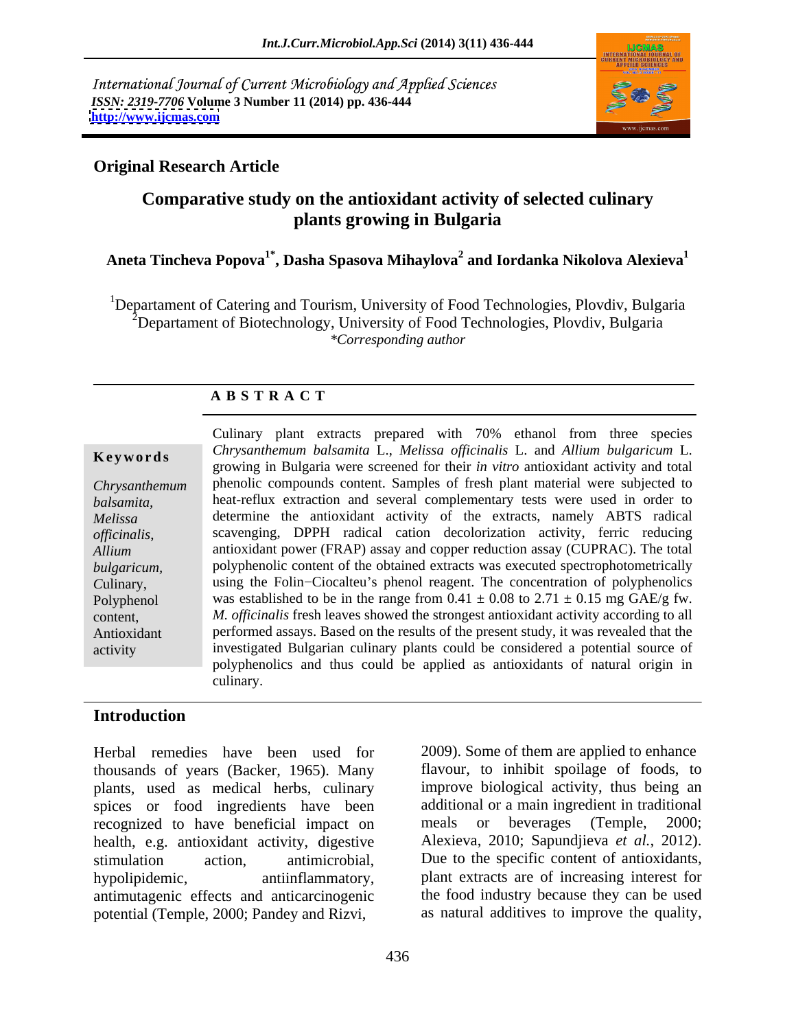International Journal of Current Microbiology and Applied Sciences
*ISSN: 2319-7706* **Volume 3 Number 11 (2014) pp. 436-444**
**http://www.ijcmas.com**

**Original Research Article**

# Comparative study on the antioxidant activity of selected culinary plants growing in Bulgaria

**Aneta Tincheva Popova[1*], Dasha Spasova Mihaylova[2] and Iordanka Nikolova Alexieva[1]**

[1]Departament of Catering and Tourism, University of Food Technologies, Plovdiv, Bulgaria
[2]Departament of Biotechnology, University of Food Technologies, Plovdiv, Bulgaria
*\*Corresponding author*

## A B S T R A C T

**Keywords**

*Chrysanthemum balsamita*, *Melissa officinalis*, *Allium bulgaricum*, Culinary, Polyphenol content, Antioxidant activity

Culinary plant extracts prepared with 70% ethanol from three species *Chrysanthemum balsamita* L., *Melissa officinalis* L. and *Allium bulgaricum* L. growing in Bulgaria were screened for their *in vitro* antioxidant activity and total phenolic compounds content. Samples of fresh plant material were subjected to heat-reflux extraction and several complementary tests were used in order to determine the antioxidant activity of the extracts, namely ABTS radical scavenging, DPPH radical cation decolorization activity, ferric reducing antioxidant power (FRAP) assay and copper reduction assay (CUPRAC). The total polyphenolic content of the obtained extracts was executed spectrophotometrically using the Folin−Ciocalteu's phenol reagent. The concentration of polyphenolics was established to be in the range from 0.41 ± 0.08 to 2.71 ± 0.15 mg GAE/g fw. *M. officinalis* fresh leaves showed the strongest antioxidant activity according to all performed assays. Based on the results of the present study, it was revealed that the investigated Bulgarian culinary plants could be considered a potential source of polyphenolics and thus could be applied as antioxidants of natural origin in culinary.

## Introduction

Herbal remedies have been used for thousands of years (Backer, 1965). Many plants, used as medical herbs, culinary spices or food ingredients have been recognized to have beneficial impact on health, e.g. antioxidant activity, digestive stimulation action, antimicrobial, hypolipidemic, antiinflammatory, antimutagenic effects and anticarcinogenic potential (Temple, 2000; Pandey and Rizvi, 2009). Some of them are applied to enhance flavour, to inhibit spoilage of foods, to improve biological activity, thus being an additional or a main ingredient in traditional meals or beverages (Temple, 2000; Alexieva, 2010; Sapundjieva *et al.*, 2012). Due to the specific content of antioxidants, plant extracts are of increasing interest for the food industry because they can be used as natural additives to improve the quality,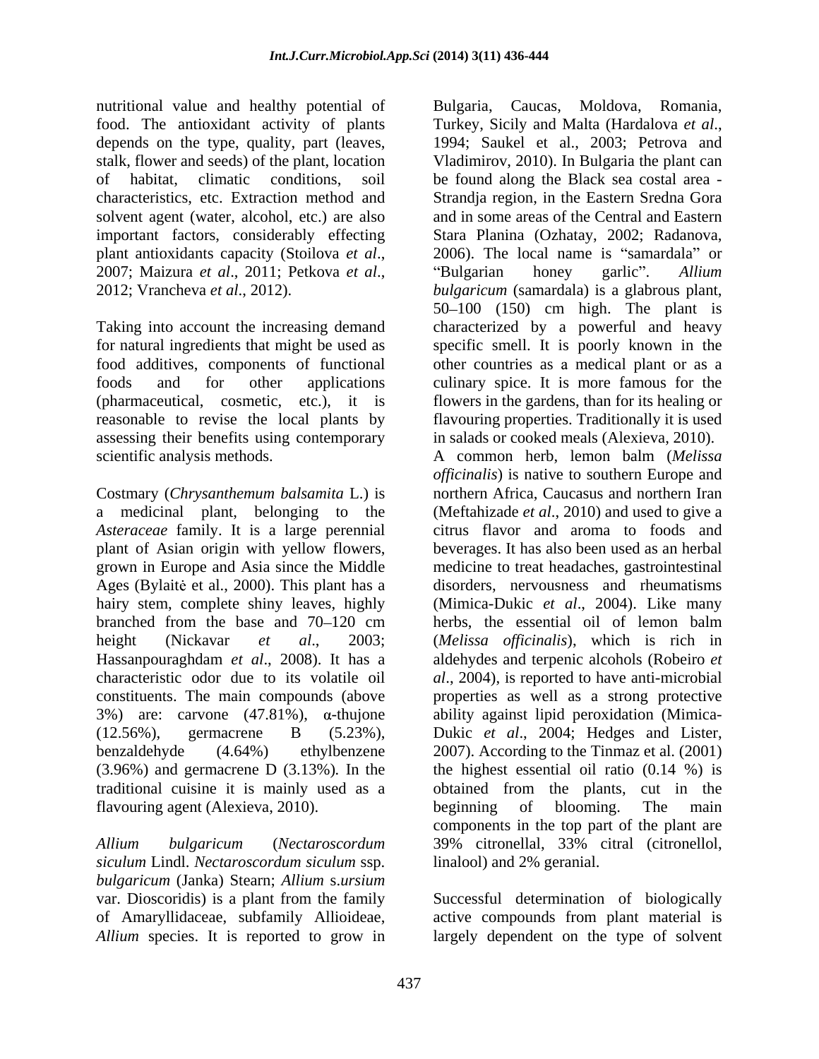nutritional value and healthy potential of food. The antioxidant activity of plants depends on the type, quality, part (leaves, stalk, flower and seeds) of the plant, location of habitat, climatic conditions, soil characteristics, etc. Extraction method and solvent agent (water, alcohol, etc.) are also important factors, considerably effecting plant antioxidants capacity (Stoilova *et al*., 2007; Maizura *et al*., 2011; Petkova *et al*., 2012; Vrancheva *et al*., 2012).

Taking into account the increasing demand for natural ingredients that might be used as food additives, components of functional foods and for other applications (pharmaceutical, cosmetic, etc.), it is reasonable to revise the local plants by assessing their benefits using contemporary scientific analysis methods.

Costmary (*Chrysanthemum balsamita* L.) is a medicinal plant, belonging to the *Asteraceae* family. It is a large perennial plant of Asian origin with yellow flowers, grown in Europe and Asia since the Middle Ages (Bylaitė et al., 2000). This plant has a hairy stem, complete shiny leaves, highly branched from the base and 70–120 cm height (Nickavar *et al*., 2003; Hassanpouraghdam *et al*., 2008). It has a characteristic odor due to its volatile oil constituents. The main compounds (above 3%) are: carvone (47.81%), α-thujone (12.56%), germacrene B (5.23%), benzaldehyde (4.64%) ethylbenzene (3.96%) and germacrene D (3.13%). In the traditional cuisine it is mainly used as a flavouring agent (Alexieva, 2010).

*Allium bulgaricum* (*Nectaroscordum siculum* Lindl. *Nectaroscordum siculum* ssp. *bulgaricum* (Janka) Stearn; *Allium* s.*ursium* var. Dioscoridis) is a plant from the family of Amaryllidaceae, subfamily Allioideae, *Allium* species. It is reported to grow in Bulgaria, Caucas, Moldova, Romania, Turkey, Sicily and Malta (Hardalova *et al*., 1994; Saukel et al., 2003; Petrova and Vladimirov, 2010). In Bulgaria the plant can be found along the Black sea costal area - Strandja region, in the Eastern Sredna Gora and in some areas of the Central and Eastern Stara Planina (Ozhatay, 2002; Radanova, 2006). The local name is "samardala" or "Bulgarian honey garlic". *Allium bulgaricum* (samardala) is a glabrous plant, 50–100 (150) cm high. The plant is characterized by a powerful and heavy specific smell. It is poorly known in the other countries as a medical plant or as a culinary spice. It is more famous for the flowers in the gardens, than for its healing or flavouring properties. Traditionally it is used in salads or cooked meals (Alexieva, 2010).

A common herb, lemon balm (*Melissa officinalis*) is native to southern Europe and northern Africa, Caucasus and northern Iran (Meftahizade *et al*., 2010) and used to give a citrus flavor and aroma to foods and beverages. It has also been used as an herbal medicine to treat headaches, gastrointestinal disorders, nervousness and rheumatisms (Mimica-Dukic *et al*., 2004). Like many herbs, the essential oil of lemon balm (*Melissa officinalis*), which is rich in aldehydes and terpenic alcohols (Robeiro *et al*., 2004), is reported to have anti-microbial properties as well as a strong protective ability against lipid peroxidation (Mimica-Dukic *et al*., 2004; Hedges and Lister, 2007). According to the Tinmaz et al. (2001) the highest essential oil ratio (0.14 %) is obtained from the plants, cut in the beginning of blooming. The main components in the top part of the plant are 39% citronellal, 33% citral (citronellol, linalool) and 2% geranial.

Successful determination of biologically active compounds from plant material is largely dependent on the type of solvent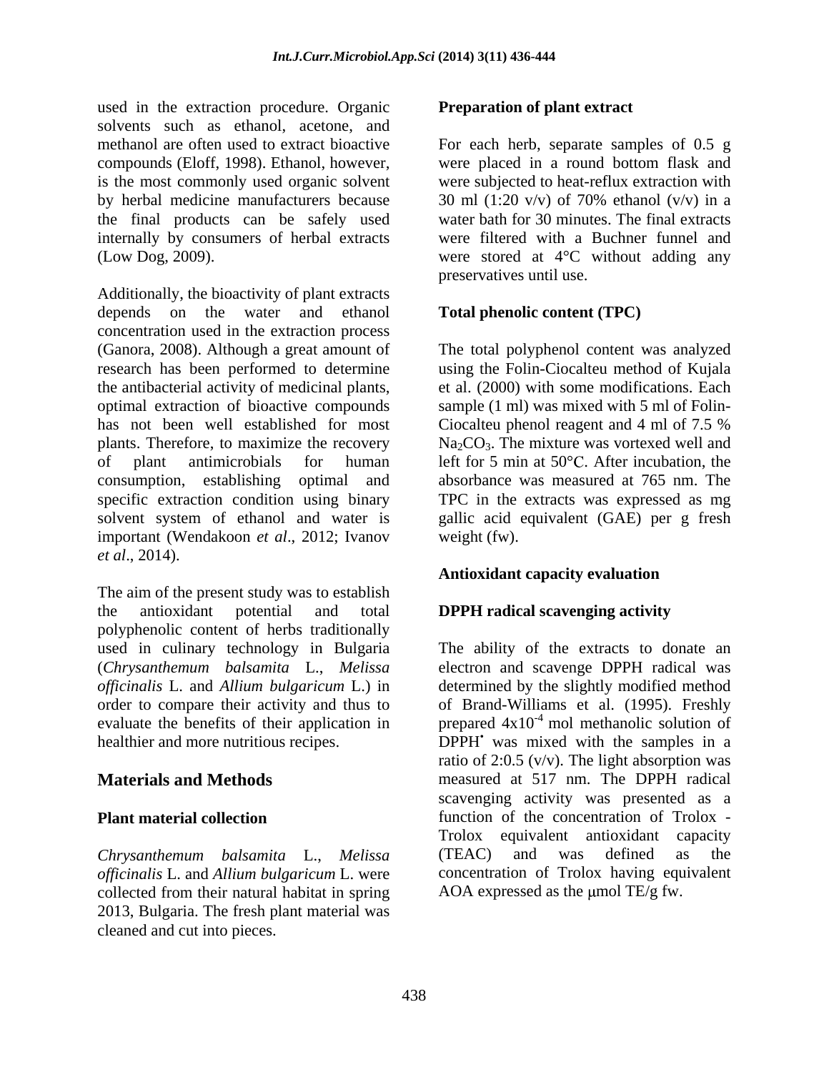used in the extraction procedure. Organic solvents such as ethanol, acetone, and methanol are often used to extract bioactive compounds (Eloff, 1998). Ethanol, however, is the most commonly used organic solvent by herbal medicine manufacturers because the final products can be safely used internally by consumers of herbal extracts (Low Dog, 2009).

Additionally, the bioactivity of plant extracts depends on the water and ethanol concentration used in the extraction process (Ganora, 2008). Although a great amount of research has been performed to determine the antibacterial activity of medicinal plants, optimal extraction of bioactive compounds has not been well established for most plants. Therefore, to maximize the recovery of plant antimicrobials for human consumption, establishing optimal and specific extraction condition using binary solvent system of ethanol and water is important (Wendakoon *et al*., 2012; Ivanov *et al*., 2014).

The aim of the present study was to establish the antioxidant potential and total polyphenolic content of herbs traditionally used in culinary technology in Bulgaria (*Chrysanthemum balsamita* L., *Melissa officinalis* L. and *Allium bulgaricum* L.) in order to compare their activity and thus to evaluate the benefits of their application in healthier and more nutritious recipes.

## Materials and Methods

### Plant material collection

*Chrysanthemum balsamita* L., *Melissa officinalis* L. and *Allium bulgaricum* L. were collected from their natural habitat in spring 2013, Bulgaria. The fresh plant material was cleaned and cut into pieces.

### Preparation of plant extract

For each herb, separate samples of 0.5 g were placed in a round bottom flask and were subjected to heat-reflux extraction with 30 ml (1:20 v/v) of 70% ethanol (v/v) in a water bath for 30 minutes. The final extracts were filtered with a Buchner funnel and were stored at 4°C without adding any preservatives until use.

### Total phenolic content (TPC)

The total polyphenol content was analyzed using the Folin-Ciocalteu method of Kujala et al. (2000) with some modifications. Each sample (1 ml) was mixed with 5 ml of Folin-Ciocalteu phenol reagent and 4 ml of 7.5 % $Na_2CO_3$. The mixture was vortexed well and left for 5 min at 50°C. After incubation, the absorbance was measured at 765 nm. The TPC in the extracts was expressed as mg gallic acid equivalent (GAE) per g fresh weight (fw).

### Antioxidant capacity evaluation

### DPPH radical scavenging activity

The ability of the extracts to donate an electron and scavenge DPPH radical was determined by the slightly modified method of Brand-Williams et al. (1995). Freshly prepared $4x10^{-4}$ mol methanolic solution of $DPPH^{\bullet}$ was mixed with the samples in a ratio of 2:0.5 (v/v). The light absorption was measured at 517 nm. The DPPH radical scavenging activity was presented as a function of the concentration of Trolox - Trolox equivalent antioxidant capacity (TEAC) and was defined as the concentration of Trolox having equivalent AOA expressed as the μmol TE/g fw.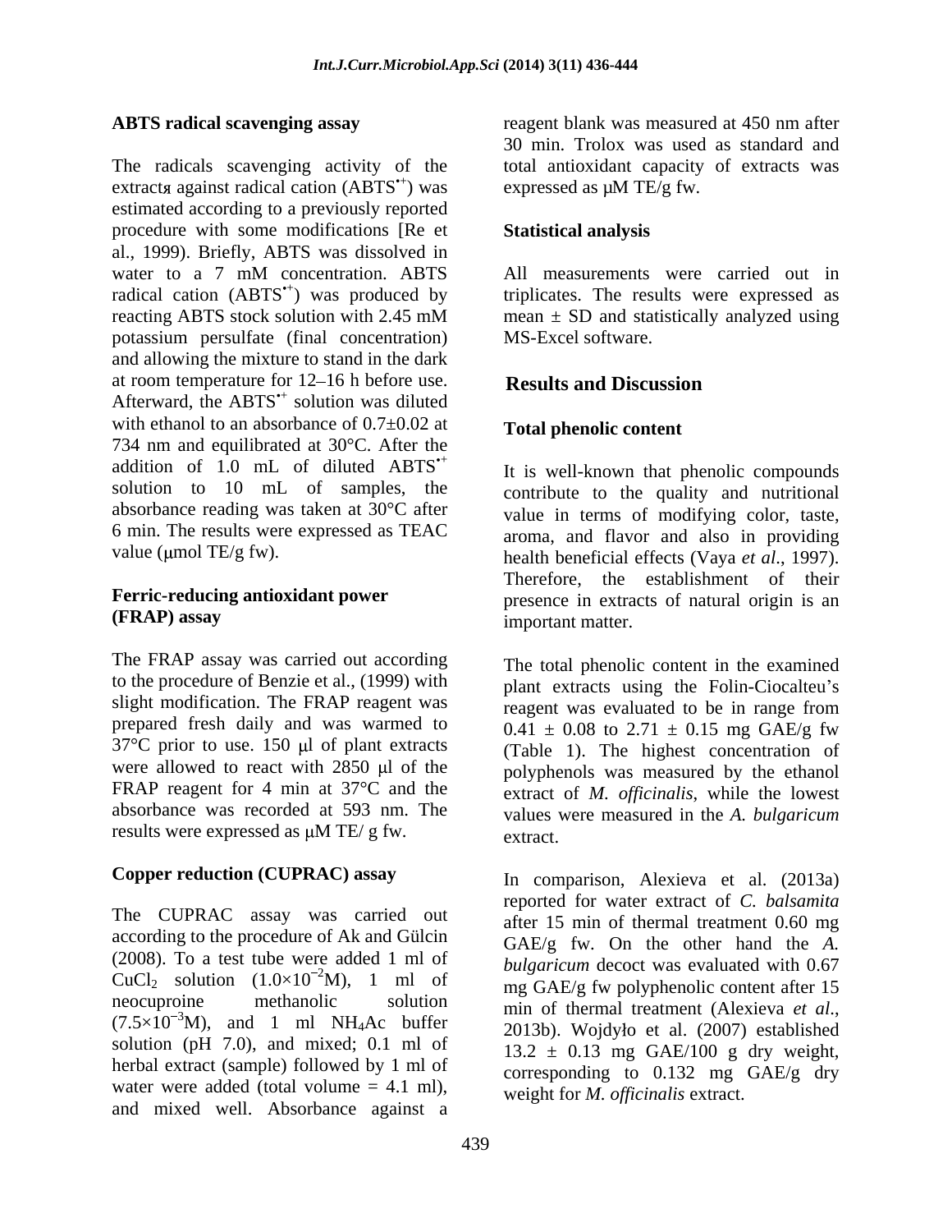### ABTS radical scavenging assay

The radicals scavenging activity of the extractя against radical cation ($ABTS^{•+}$) was estimated according to a previously reported procedure with some modifications [Re et al., 1999). Briefly, ABTS was dissolved in water to a 7 mM concentration. ABTS radical cation ($ABTS^{•+}$) was produced by reacting ABTS stock solution with 2.45 mM potassium persulfate (final concentration) and allowing the mixture to stand in the dark at room temperature for 12–16 h before use. Afterward, the $ABTS^{•+}$ solution was diluted with ethanol to an absorbance of 0.7±0.02 at 734 nm and equilibrated at 30°C. After the addition of 1.0 mL of diluted $ABTS^{•+}$ solution to 10 mL of samples, the absorbance reading was taken at 30°C after 6 min. The results were expressed as TEAC value (μmol TE/g fw).

### Ferric-reducing antioxidant power (FRAP) assay

The FRAP assay was carried out according to the procedure of Benzie et al., (1999) with slight modification. The FRAP reagent was prepared fresh daily and was warmed to 37°C prior to use. 150 μl of plant extracts were allowed to react with 2850 μl of the FRAP reagent for 4 min at 37°C and the absorbance was recorded at 593 nm. The results were expressed as μM TE/ g fw.

### Copper reduction (CUPRAC) assay

The CUPRAC assay was carried out according to the procedure of Ak and Gülcin (2008). To a test tube were added 1 ml of $CuCl_2$ solution ($1.0\times10^{-2}$M), 1 ml of neocuproine methanolic solution ($7.5\times10^{-3}$M), and 1 ml $NH_4Ac$ buffer solution (pH 7.0), and mixed; 0.1 ml of herbal extract (sample) followed by 1 ml of water were added (total volume = 4.1 ml), and mixed well. Absorbance against a reagent blank was measured at 450 nm after 30 min. Trolox was used as standard and total antioxidant capacity of extracts was expressed as μM TE/g fw.

### Statistical analysis

All measurements were carried out in triplicates. The results were expressed as mean ± SD and statistically analyzed using MS-Excel software.

## Results and Discussion

### Total phenolic content

It is well-known that phenolic compounds contribute to the quality and nutritional value in terms of modifying color, taste, aroma, and flavor and also in providing health beneficial effects (Vaya *et al*., 1997). Therefore, the establishment of their presence in extracts of natural origin is an important matter.

The total phenolic content in the examined plant extracts using the Folin-Ciocalteu's reagent was evaluated to be in range from 0.41 ± 0.08 to 2.71 ± 0.15 mg GAE/g fw (Table 1). The highest concentration of polyphenols was measured by the ethanol extract of *M. officinalis*, while the lowest values were measured in the *A. bulgaricum* extract.

In comparison, Alexieva et al. (2013a) reported for water extract of *C. balsamita* after 15 min of thermal treatment 0.60 mg GAE/g fw. On the other hand the *A. bulgaricum* decoct was evaluated with 0.67 mg GAE/g fw polyphenolic content after 15 min of thermal treatment (Alexieva *et al*., 2013b). Wojdyło et al. (2007) established 13.2 ± 0.13 mg GAE/100 g dry weight, corresponding to 0.132 mg GAE/g dry weight for *M. officinalis* extract.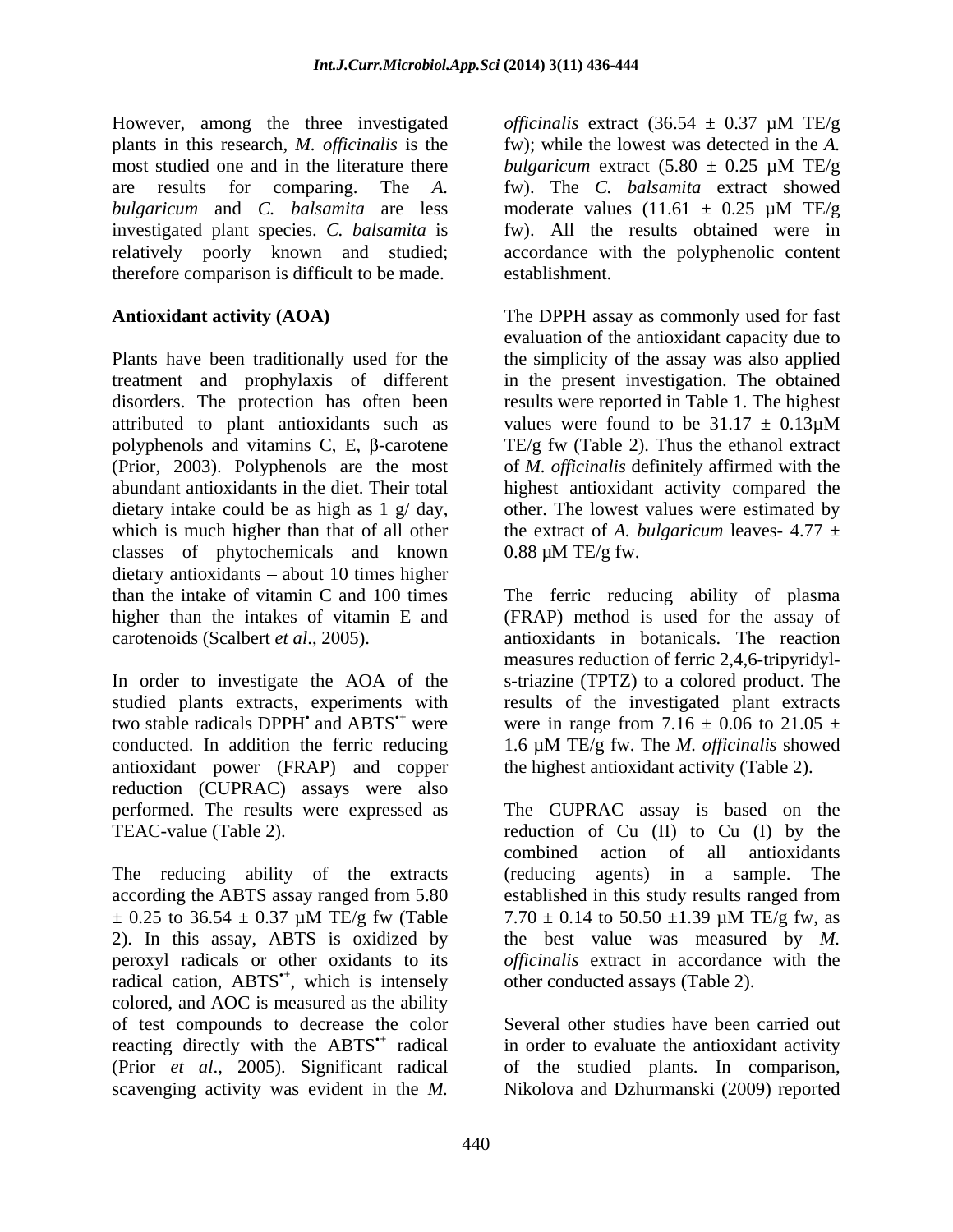However, among the three investigated plants in this research, *M. officinalis* is the most studied one and in the literature there are results for comparing. The *A. bulgaricum* and *C. balsamita* are less investigated plant species. *C. balsamita* is relatively poorly known and studied; therefore comparison is difficult to be made.

**Antioxidant activity (AOA)**

Plants have been traditionally used for the treatment and prophylaxis of different disorders. The protection has often been attributed to plant antioxidants such as polyphenols and vitamins C, E, β-carotene (Prior, 2003). Polyphenols are the most abundant antioxidants in the diet. Their total dietary intake could be as high as 1 g/ day, which is much higher than that of all other classes of phytochemicals and known dietary antioxidants – about 10 times higher than the intake of vitamin C and 100 times higher than the intakes of vitamin E and carotenoids (Scalbert *et al*., 2005).

In order to investigate the AOA of the studied plants extracts, experiments with two stable radicals $DPPH^{\bullet}$ and $ABTS^{\bullet+}$ were conducted. In addition the ferric reducing antioxidant power (FRAP) and copper reduction (CUPRAC) assays were also performed. The results were expressed as TEAC-value (Table 2).

The reducing ability of the extracts according the ABTS assay ranged from 5.80 ± 0.25 to 36.54 ± 0.37 µM TE/g fw (Table 2). In this assay, ABTS is oxidized by peroxyl radicals or other oxidants to its radical cation, $ABTS^{\bullet+}$, which is intensely colored, and AOC is measured as the ability of test compounds to decrease the color reacting directly with the $ABTS^{\bullet+}$ radical (Prior *et al*., 2005). Significant radical scavenging activity was evident in the *M. officinalis* extract (36.54 ± 0.37 µM TE/g fw); while the lowest was detected in the *A. bulgaricum* extract (5.80 ± 0.25 µM TE/g fw). The *C. balsamita* extract showed moderate values (11.61 ± 0.25 µM TE/g fw). All the results obtained were in accordance with the polyphenolic content establishment.

The DPPH assay as commonly used for fast evaluation of the antioxidant capacity due to the simplicity of the assay was also applied in the present investigation. The obtained results were reported in Table 1. The highest values were found to be 31.17 ± 0.13µM TE/g fw (Table 2). Thus the ethanol extract of *M. officinalis* definitely affirmed with the highest antioxidant activity compared the other. The lowest values were estimated by the extract of *A. bulgaricum* leaves- 4.77 ± 0.88 µM TE/g fw.

The ferric reducing ability of plasma (FRAP) method is used for the assay of antioxidants in botanicals. The reaction measures reduction of ferric 2,4,6-tripyridyl-s-triazine (TPTZ) to a colored product. The results of the investigated plant extracts were in range from 7.16 ± 0.06 to 21.05 ± 1.6 µM TE/g fw. The *M. officinalis* showed the highest antioxidant activity (Table 2).

The CUPRAC assay is based on the reduction of Cu (II) to Cu (I) by the combined action of all antioxidants (reducing agents) in a sample. The established in this study results ranged from 7.70 ± 0.14 to 50.50 ±1.39 µM TE/g fw, as the best value was measured by *M. officinalis* extract in accordance with the other conducted assays (Table 2).

Several other studies have been carried out in order to evaluate the antioxidant activity of the studied plants. In comparison, Nikolova and Dzhurmanski (2009) reported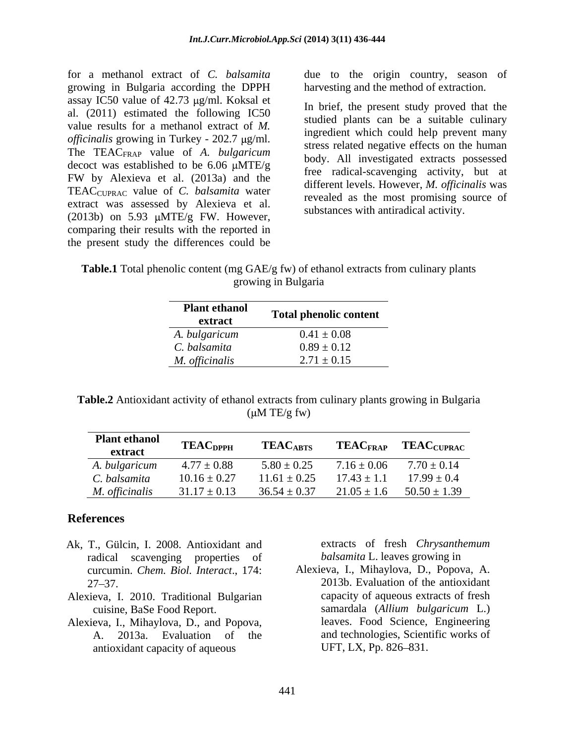for a methanol extract of *C. balsamita* growing in Bulgaria according the DPPH assay IC50 value of 42.73 μg/ml. Koksal et al. (2011) estimated the following IC50 value results for a methanol extract of *M. officinalis* growing in Turkey - 202.7 μg/ml. The $TEAC_{FRAP}$ value of *A. bulgaricum* decoct was established to be 6.06 μMTE/g FW by Alexieva et al. (2013a) and the $TEAC_{CUPRAC}$ value of *C. balsamita* water extract was assessed by Alexieva et al. (2013b) on 5.93 μMTE/g FW. However, comparing their results with the reported in the present study the differences could be due to the origin country, season of harvesting and the method of extraction.

In brief, the present study proved that the studied plants can be a suitable culinary ingredient which could help prevent many stress related negative effects on the human body. All investigated extracts possessed free radical-scavenging activity, but at different levels. However, *M. officinalis* was revealed as the most promising source of substances with antiradical activity.

**Table.1** Total phenolic content (mg GAE/g fw) of ethanol extracts from culinary plants growing in Bulgaria

| Plant ethanol extract | Total phenolic content |
|---|---|
| *A. bulgaricum* | 0.41 ± 0.08 |
| *C. balsamita* | 0.89 ± 0.12 |
| *M. officinalis* | 2.71 ± 0.15 |

**Table.2** Antioxidant activity of ethanol extracts from culinary plants growing in Bulgaria (μM TE/g fw)

| Plant ethanol extract | $TEAC_{DPPH}$ | $TEAC_{ABTS}$ | $TEAC_{FRAP}$ | $TEAC_{CUPRAC}$ |
|---|---|---|---|---|
| *A. bulgaricum* | 4.77 ± 0.88 | 5.80 ± 0.25 | 7.16 ± 0.06 | 7.70 ± 0.14 |
| *C. balsamita* | 10.16 ± 0.27 | 11.61 ± 0.25 | 17.43 ± 1.1 | 17.99 ± 0.4 |
| *M. officinalis* | 31.17 ± 0.13 | 36.54 ± 0.37 | 21.05 ± 1.6 | 50.50 ± 1.39 |

## References

Ak, T., Gülcin, I. 2008. Antioxidant and radical scavenging properties of curcumin. *Chem. Biol. Interact*., 174: 27–37.

Alexieva, I. 2010. Traditional Bulgarian cuisine, BaSe Food Report.

Alexieva, I., Mihaylova, D., and Popova, A. 2013a. Evaluation of the antioxidant capacity of aqueous extracts of fresh *Chrysanthemum balsamita* L. leaves growing in

Alexieva, I., Mihaylova, D., Popova, A. 2013b. Evaluation of the antioxidant capacity of aqueous extracts of fresh samardala (*Allium bulgaricum* L.) leaves. Food Science, Engineering and technologies, Scientific works of UFT, LX, Pp. 826–831.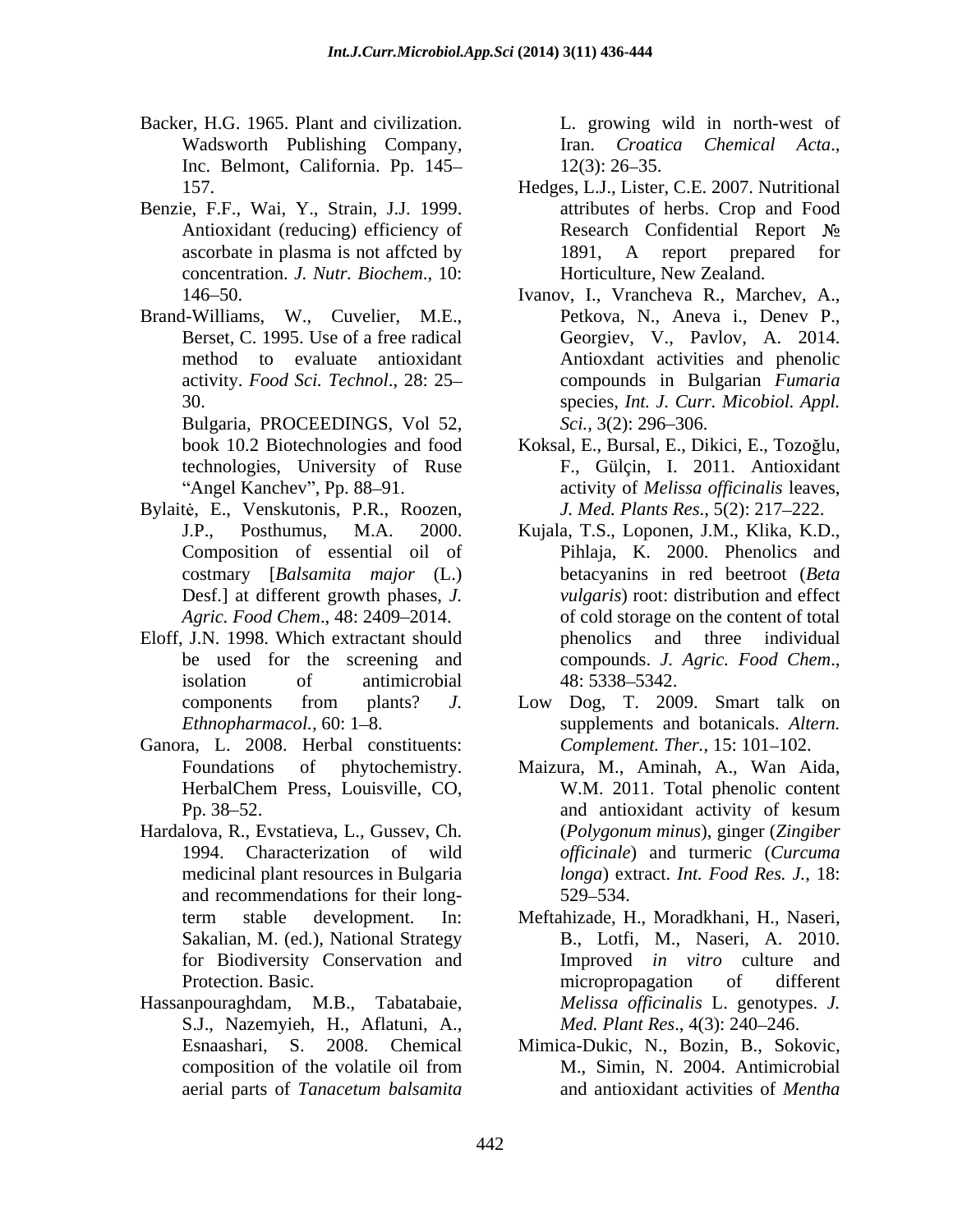Backer, H.G. 1965. Plant and civilization. Wadsworth Publishing Company, Inc. Belmont, California. Pp. 145–157.

Benzie, F.F., Wai, Y., Strain, J.J. 1999. Antioxidant (reducing) efficiency of ascorbate in plasma is not affcted by concentration. *J. Nutr. Biochem.*, 10: 146–50.

Brand-Williams, W., Cuvelier, M.E., Berset, C. 1995. Use of a free radical method to evaluate antioxidant activity. *Food Sci. Technol*., 28: 25–30.

Bulgaria, PROCEEDINGS, Vol 52, book 10.2 Biotechnologies and food technologies, University of Ruse "Angel Kanchev", Pp. 88–91.

Bylaitė, E., Venskutonis, P.R., Roozen, J.P., Posthumus, M.A. 2000. Composition of essential oil of costmary [*Balsamita major* (L.) Desf.] at different growth phases, *J. Agric. Food Chem*., 48: 2409–2014.

Eloff, J.N. 1998. Which extractant should be used for the screening and isolation of antimicrobial components from plants? *J. Ethnopharmacol.,* 60: 1–8.

Ganora, L. 2008. Herbal constituents: Foundations of phytochemistry. HerbalChem Press, Louisville, CO, Pp. 38–52.

Hardalova, R., Evstatieva, L., Gussev, Ch. 1994. Characterization of wild medicinal plant resources in Bulgaria and recommendations for their long-term stable development. In: Sakalian, M. (ed.), National Strategy for Biodiversity Conservation and Protection. Basic.

Hassanpouraghdam, M.B., Tabatabaie, S.J., Nazemyieh, H., Aflatuni, A., Esnaashari, S. 2008. Chemical composition of the volatile oil from aerial parts of *Tanacetum balsamita* L. growing wild in north-west of Iran. *Croatica Chemical Acta*., 12(3): 26–35.

Hedges, L.J., Lister, C.E. 2007. Nutritional attributes of herbs. Crop and Food Research Confidential Report № 1891, A report prepared for Horticulture, New Zealand.

Ivanov, I., Vrancheva R., Marchev, A., Petkova, N., Aneva i., Denev P., Georgiev, V., Pavlov, A. 2014. Antioxdant activities and phenolic compounds in Bulgarian *Fumaria* species, *Int. J. Curr. Micobiol. Appl. Sci.,* 3(2): 296–306.

Koksal, E., Bursal, E., Dikici, E., Tozoğlu, F., Gülçin, I. 2011. Antioxidant activity of *Melissa officinalis* leaves, *J. Med. Plants Res*., 5(2): 217–222.

Kujala, T.S., Loponen, J.M., Klika, K.D., Pihlaja, K. 2000. Phenolics and betacyanins in red beetroot (*Beta vulgaris*) root: distribution and effect of cold storage on the content of total phenolics and three individual compounds. *J. Agric. Food Chem*., 48: 5338–5342.

Low Dog, T. 2009. Smart talk on supplements and botanicals. *Altern. Complement. Ther.*, 15: 101–102.

Maizura, M., Aminah, A., Wan Aida, W.M. 2011. Total phenolic content and antioxidant activity of kesum (*Polygonum minus*), ginger (*Zingiber officinale*) and turmeric (*Curcuma longa*) extract. *Int. Food Res. J.*, 18: 529–534.

Meftahizade, H., Moradkhani, H., Naseri, B., Lotfi, M., Naseri, A. 2010. Improved *in vitro* culture and micropropagation of different *Melissa officinalis* L. genotypes. *J. Med. Plant Res*., 4(3): 240–246.

Mimica-Dukic, N., Bozin, B., Sokovic, M., Simin, N. 2004. Antimicrobial and antioxidant activities of *Mentha*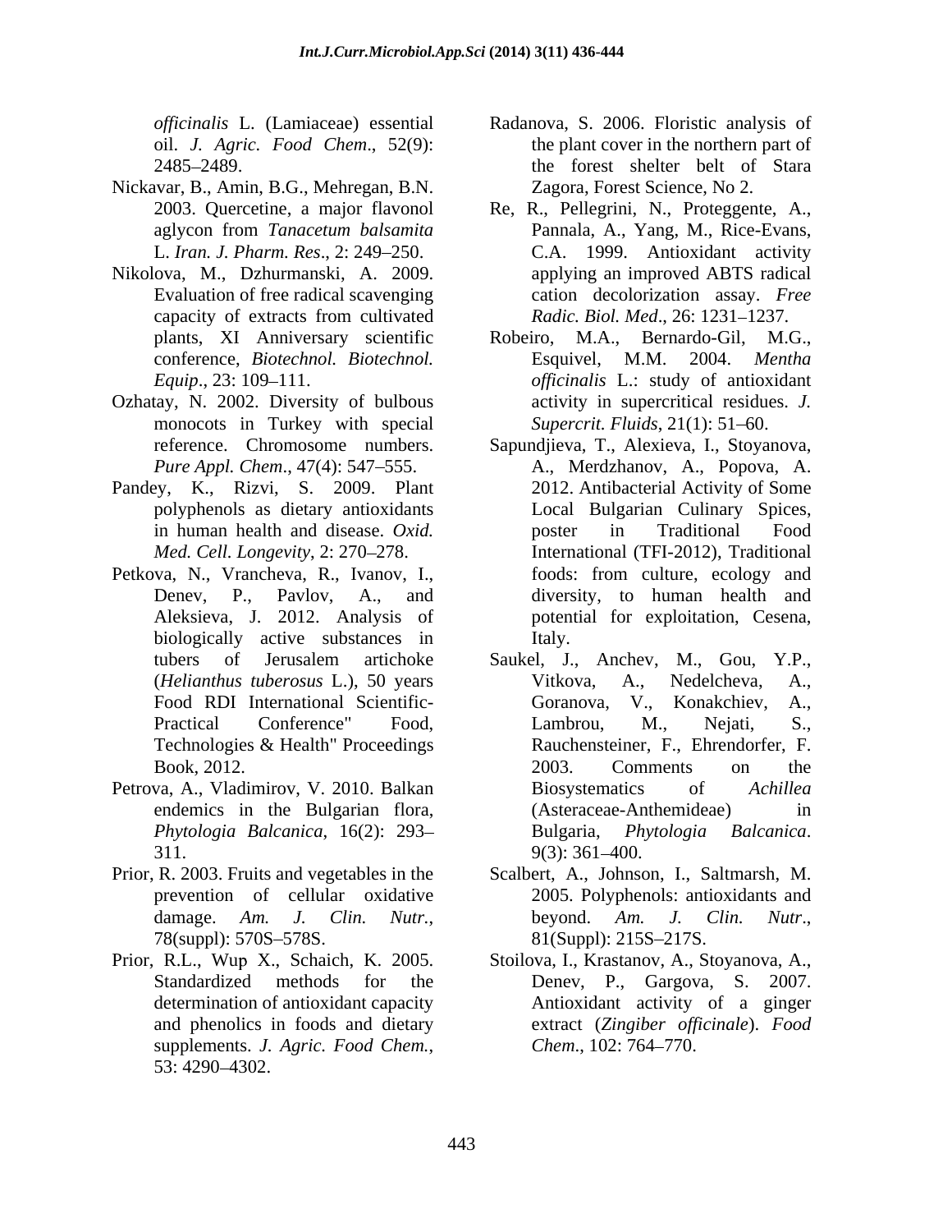*officinalis* L. (Lamiaceae) essential oil. *J. Agric. Food Chem*., 52(9): 2485–2489.

Nickavar, B., Amin, B.G., Mehregan, B.N. 2003. Quercetine, a major flavonol aglycon from *Tanacetum balsamita* L. *Iran. J. Pharm. Res*., 2: 249–250.

Nikolova, M., Dzhurmanski, A. 2009. Evaluation of free radical scavenging capacity of extracts from cultivated plants, XI Anniversary scientific conference, *Biotechnol. Biotechnol. Equip*., 23: 109–111.

Ozhatay, N. 2002. Diversity of bulbous monocots in Turkey with special reference. Chromosome numbers. *Pure Appl. Chem*., 47(4): 547–555.

Pandey, K., Rizvi, S. 2009. Plant polyphenols as dietary antioxidants in human health and disease. *Oxid. Med. Cell. Longevity*, 2: 270–278.

Petkova, N., Vrancheva, R., Ivanov, I., Denev, P., Pavlov, A., and Aleksieva, J. 2012. Analysis of biologically active substances in tubers of Jerusalem artichoke (*Helianthus tuberosus* L.), 50 years Food RDI International Scientific-Practical Conference" Food, Technologies & Health" Proceedings Book, 2012.

Petrova, A., Vladimirov, V. 2010. Balkan endemics in the Bulgarian flora, *Phytologia Balcanica*, 16(2): 293–311.

Prior, R. 2003. Fruits and vegetables in the prevention of cellular oxidative damage. *Am. J. Clin. Nutr.*, 78(suppl): 570S–578S.

Prior, R.L., Wup, X., Schaich, K. 2005. Standardized methods for the determination of antioxidant capacity and phenolics in foods and dietary supplements. *J. Agric. Food Chem.*, 53: 4290–4302.

Radanova, S. 2006. Floristic analysis of the plant cover in the northern part of the forest shelter belt of Stara Zagora, Forest Science, No 2.

Re, R., Pellegrini, N., Proteggente, A., Pannala, A., Yang, M., Rice-Evans, C.A. 1999. Antioxidant activity applying an improved ABTS radical cation decolorization assay. *Free Radic. Biol. Med*., 26: 1231–1237.

Robeiro, M.A., Bernardo-Gil, M.G., Esquivel, M.M. 2004. *Mentha officinalis* L.: study of antioxidant activity in supercritical residues. *J. Supercrit. Fluids*, 21(1): 51–60.

Sapundjieva, T., Alexieva, I., Stoyanova, A., Merdzhanov, A., Popova, A. 2012. Antibacterial Activity of Some Local Bulgarian Culinary Spices, poster in Traditional Food International (TFI-2012), Traditional foods: from culture, ecology and diversity, to human health and potential for exploitation, Cesena, Italy.

Saukel, J., Anchev, M., Gou, Y.P., Vitkova, A., Nedelcheva, A., Goranova, V., Konakchiev, A., Lambrou, M., Nejati, S., Rauchensteiner, F., Ehrendorfer, F. 2003. Comments on the Biosystematics of *Achillea* (Asteraceae-Anthemideae) in Bulgaria, *Phytologia Balcanica*. 9(3): 361–400.

Scalbert, A., Johnson, I., Saltmarsh, M. 2005. Polyphenols: antioxidants and beyond. *Am. J. Clin. Nutr*., 81(Suppl): 215S–217S.

Stoilova, I., Krastanov, A., Stoyanova, A., Denev, P., Gargova, S. 2007. Antioxidant activity of a ginger extract (*Zingiber officinale*). *Food Chem*., 102: 764–770.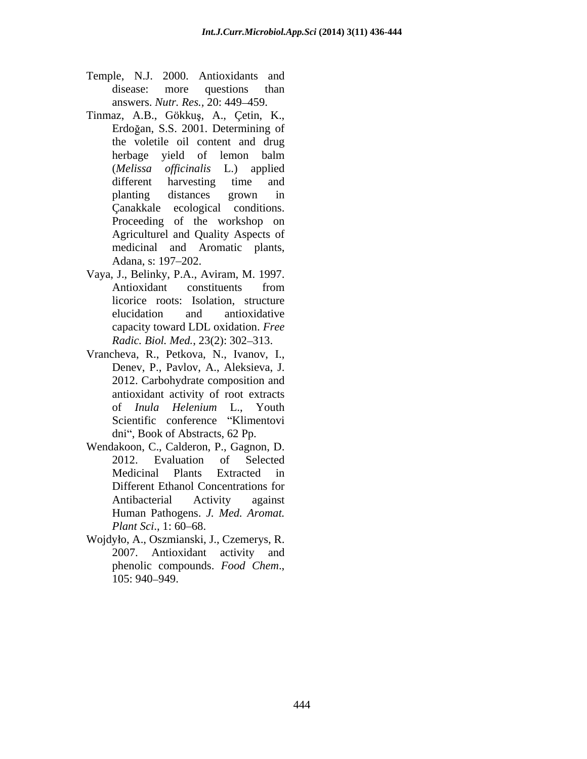Temple, N.J. 2000. Antioxidants and disease: more questions than answers. *Nutr. Res.*, 20: 449–459.

Tinmaz, A.B., Gökkuş, A., Çetin, K., Erdoğan, S.S. 2001. Determining of the voletile oil content and drug herbage yield of lemon balm (*Melissa officinalis* L.) applied different harvesting time and planting distances grown in Çanakkale ecological conditions. Proceeding of the workshop on Agriculturel and Quality Aspects of medicinal and Aromatic plants, Adana, s: 197–202.

Vaya, J., Belinky, P.A., Aviram, M. 1997. Antioxidant constituents from licorice roots: Isolation, structure elucidation and antioxidative capacity toward LDL oxidation. *Free Radic. Biol. Med.*, 23(2): 302–313.

Vrancheva, R., Petkova, N., Ivanov, I., Denev, P., Pavlov, A., Aleksieva, J. 2012. Carbohydrate composition and antioxidant activity of root extracts of *Inula Helenium* L., Youth Scientific conference "Klimentovi dni", Book of Abstracts, 62 Pp.

Wendakoon, C., Calderon, P., Gagnon, D. 2012. Evaluation of Selected Medicinal Plants Extracted in Different Ethanol Concentrations for Antibacterial Activity against Human Pathogens. *J. Med. Aromat. Plant Sci*., 1: 60–68.

Wojdyło, A., Oszmianski, J., Czemerys, R. 2007. Antioxidant activity and phenolic compounds. *Food Chem*., 105: 940–949.